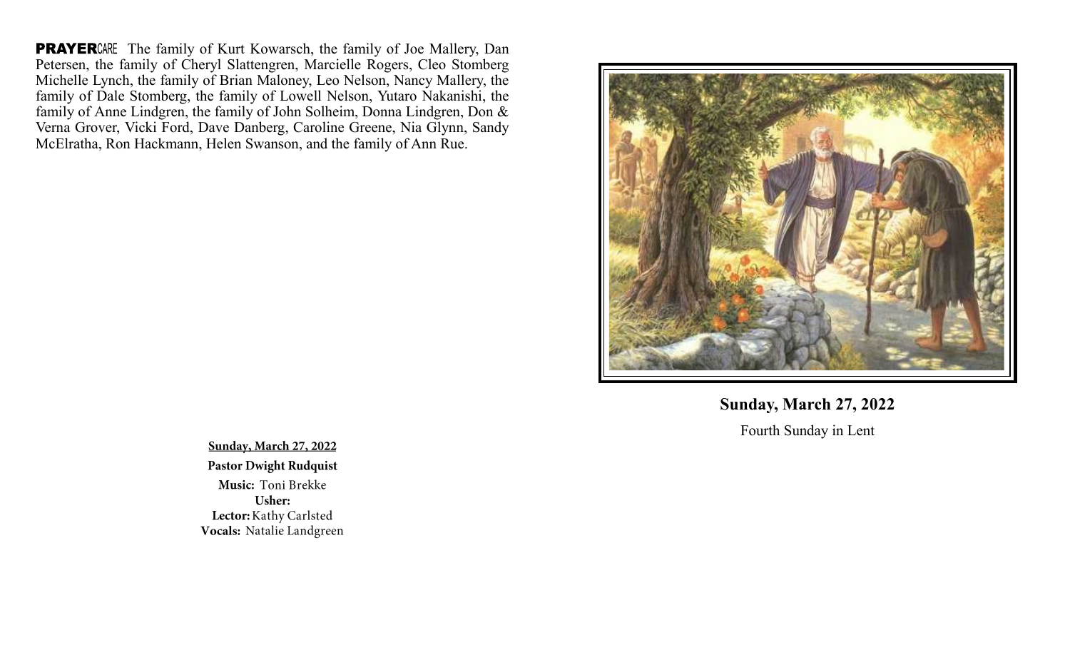**PRAYER**CARE The family of Kurt Kowarsch, the family of Joe Mallery, Dan Petersen, the family of Cheryl Slattengren, Marcielle Rogers, Cleo Stomberg Michelle Lynch, the family of Brian Maloney, Leo Nelson, Nancy Mallery, the family of Dale Stomberg, the family of Lowell Nelson, Yutaro Nakanishi, the family of Anne Lindgren, the family of John Solheim, Donna Lindgren, Don & Verna Grover, Vicki Ford, Dave Danberg, Caroline Greene, Nia Glynn, Sandy McElratha, Ron Hackmann, Helen Swanson, and the family of Ann Rue.

**Sunday, March 27, 2022**

**Pastor Dwight Rudquist**

**Music:** Toni Brekke
**Usher:**
**Lector:** Kathy Carlsted
**Vocals:** Natalie Landgreen

**Sunday, March 27, 2022**

Fourth Sunday in Lent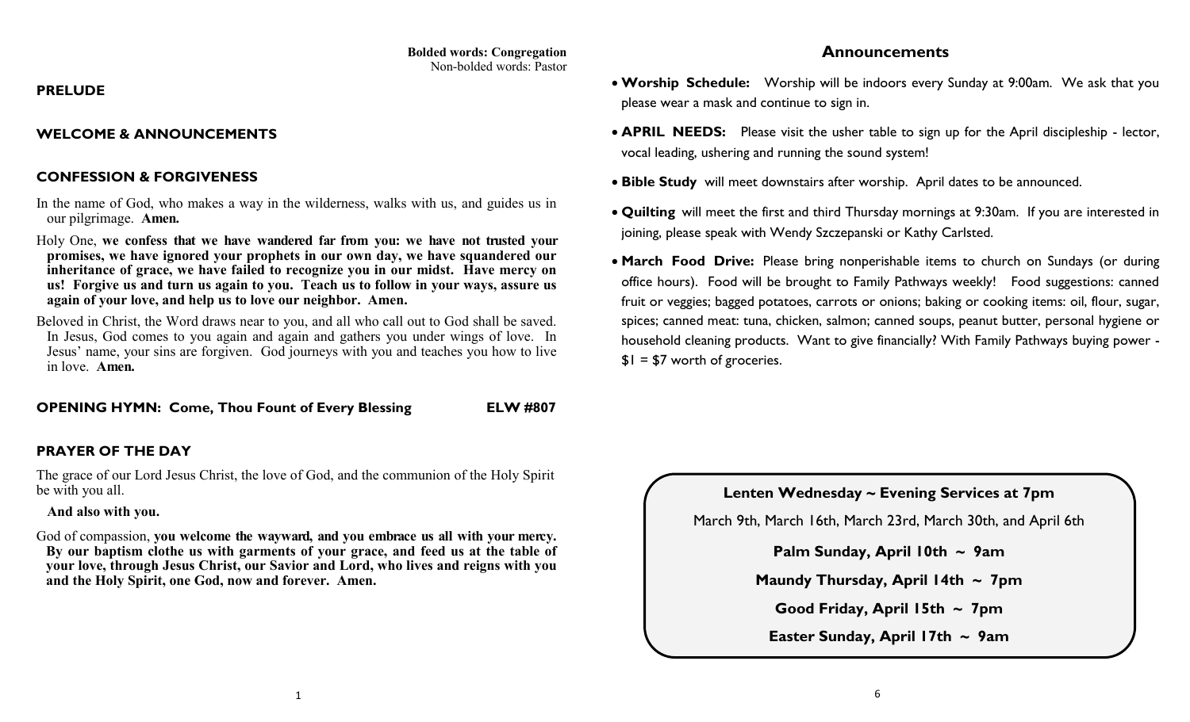**Bolded words: Congregation**
Non-bolded words: Pastor

## PRELUDE

## WELCOME & ANNOUNCEMENTS

## CONFESSION & FORGIVENESS

In the name of God, who makes a way in the wilderness, walks with us, and guides us in our pilgrimage. **Amen.**

Holy One, **we confess that we have wandered far from you: we have not trusted your promises, we have ignored your prophets in our own day, we have squandered our inheritance of grace, we have failed to recognize you in our midst. Have mercy on us! Forgive us and turn us again to you. Teach us to follow in your ways, assure us again of your love, and help us to love our neighbor. Amen.**

Beloved in Christ, the Word draws near to you, and all who call out to God shall be saved. In Jesus, God comes to you again and again and gathers you under wings of love. In Jesus' name, your sins are forgiven. God journeys with you and teaches you how to live in love. **Amen.**

## OPENING HYMN: Come, Thou Fount of Every Blessing — ELW #807

## PRAYER OF THE DAY

The grace of our Lord Jesus Christ, the love of God, and the communion of the Holy Spirit be with you all.

**And also with you.**

God of compassion, **you welcome the wayward, and you embrace us all with your mercy. By our baptism clothe us with garments of your grace, and feed us at the table of your love, through Jesus Christ, our Savior and Lord, who lives and reigns with you and the Holy Spirit, one God, now and forever. Amen.**

## Announcements

- **Worship Schedule:** Worship will be indoors every Sunday at 9:00am. We ask that you please wear a mask and continue to sign in.
- **APRIL NEEDS:** Please visit the usher table to sign up for the April discipleship - lector, vocal leading, ushering and running the sound system!
- **Bible Study** will meet downstairs after worship. April dates to be announced.
- **Quilting** will meet the first and third Thursday mornings at 9:30am. If you are interested in joining, please speak with Wendy Szczepanski or Kathy Carlsted.
- **March Food Drive:** Please bring nonperishable items to church on Sundays (or during office hours). Food will be brought to Family Pathways weekly! Food suggestions: canned fruit or veggies; bagged potatoes, carrots or onions; baking or cooking items: oil, flour, sugar, spices; canned meat: tuna, chicken, salmon; canned soups, peanut butter, personal hygiene or household cleaning products. Want to give financially? With Family Pathways buying power - $1 = $7 worth of groceries.

**Lenten Wednesday ~ Evening Services at 7pm**

March 9th, March 16th, March 23rd, March 30th, and April 6th

**Palm Sunday, April 10th ~ 9am**

**Maundy Thursday, April 14th ~ 7pm**

**Good Friday, April 15th ~ 7pm**

**Easter Sunday, April 17th ~ 9am**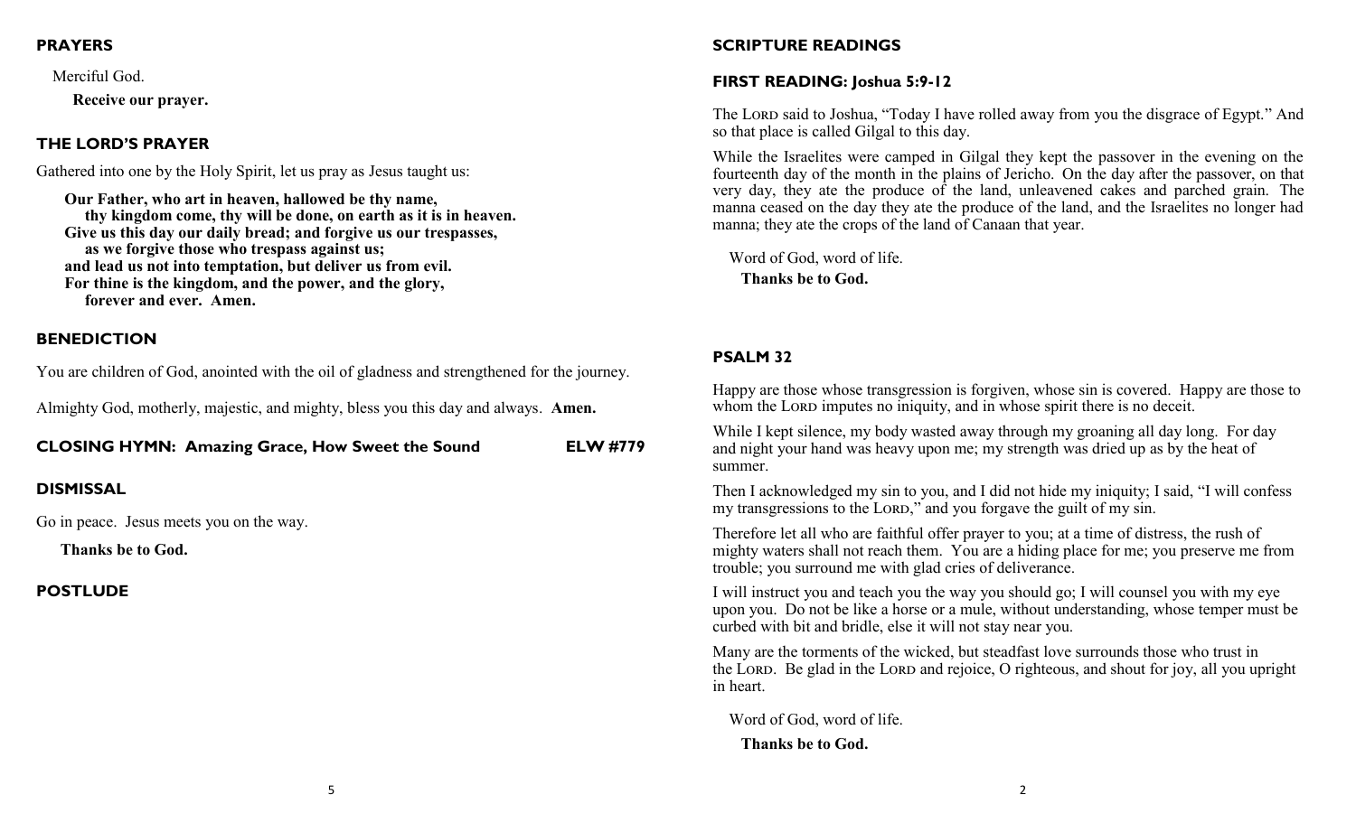## PRAYERS

Merciful God.

**Receive our prayer.**

## THE LORD'S PRAYER

Gathered into one by the Holy Spirit, let us pray as Jesus taught us:

**Our Father, who art in heaven, hallowed be thy name,**
**thy kingdom come, thy will be done, on earth as it is in heaven.**
**Give us this day our daily bread; and forgive us our trespasses,**
**as we forgive those who trespass against us;**
**and lead us not into temptation, but deliver us from evil.**
**For thine is the kingdom, and the power, and the glory,**
**forever and ever. Amen.**

## BENEDICTION

You are children of God, anointed with the oil of gladness and strengthened for the journey.

Almighty God, motherly, majestic, and mighty, bless you this day and always. **Amen.**

## CLOSING HYMN: Amazing Grace, How Sweet the Sound ELW #779

## DISMISSAL

Go in peace. Jesus meets you on the way.

**Thanks be to God.**

## POSTLUDE

## SCRIPTURE READINGS

### FIRST READING: Joshua 5:9-12

The Lord said to Joshua, "Today I have rolled away from you the disgrace of Egypt." And so that place is called Gilgal to this day.

While the Israelites were camped in Gilgal they kept the passover in the evening on the fourteenth day of the month in the plains of Jericho. On the day after the passover, on that very day, they ate the produce of the land, unleavened cakes and parched grain. The manna ceased on the day they ate the produce of the land, and the Israelites no longer had manna; they ate the crops of the land of Canaan that year.

Word of God, word of life.

**Thanks be to God.**

### PSALM 32

Happy are those whose transgression is forgiven, whose sin is covered. Happy are those to whom the Lord imputes no iniquity, and in whose spirit there is no deceit.

While I kept silence, my body wasted away through my groaning all day long. For day and night your hand was heavy upon me; my strength was dried up as by the heat of summer.

Then I acknowledged my sin to you, and I did not hide my iniquity; I said, "I will confess my transgressions to the Lord," and you forgave the guilt of my sin.

Therefore let all who are faithful offer prayer to you; at a time of distress, the rush of mighty waters shall not reach them. You are a hiding place for me; you preserve me from trouble; you surround me with glad cries of deliverance.

I will instruct you and teach you the way you should go; I will counsel you with my eye upon you. Do not be like a horse or a mule, without understanding, whose temper must be curbed with bit and bridle, else it will not stay near you.

Many are the torments of the wicked, but steadfast love surrounds those who trust in the Lord. Be glad in the Lord and rejoice, O righteous, and shout for joy, all you upright in heart.

Word of God, word of life.

**Thanks be to God.**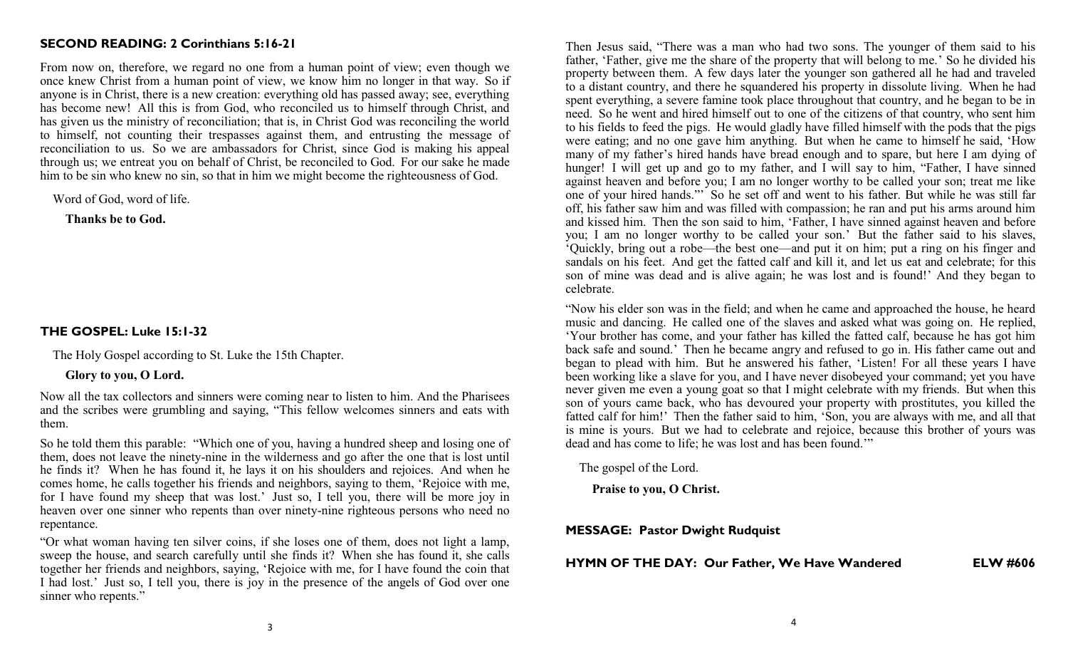### SECOND READING: 2 Corinthians 5:16-21

From now on, therefore, we regard no one from a human point of view; even though we once knew Christ from a human point of view, we know him no longer in that way. So if anyone is in Christ, there is a new creation: everything old has passed away; see, everything has become new! All this is from God, who reconciled us to himself through Christ, and has given us the ministry of reconciliation; that is, in Christ God was reconciling the world to himself, not counting their trespasses against them, and entrusting the message of reconciliation to us. So we are ambassadors for Christ, since God is making his appeal through us; we entreat you on behalf of Christ, be reconciled to God. For our sake he made him to be sin who knew no sin, so that in him we might become the righteousness of God.

Word of God, word of life.

**Thanks be to God.**

### THE GOSPEL: Luke 15:1-32

The Holy Gospel according to St. Luke the 15th Chapter.

**Glory to you, O Lord.**

Now all the tax collectors and sinners were coming near to listen to him. And the Pharisees and the scribes were grumbling and saying, "This fellow welcomes sinners and eats with them.

So he told them this parable: "Which one of you, having a hundred sheep and losing one of them, does not leave the ninety-nine in the wilderness and go after the one that is lost until he finds it? When he has found it, he lays it on his shoulders and rejoices. And when he comes home, he calls together his friends and neighbors, saying to them, 'Rejoice with me, for I have found my sheep that was lost.' Just so, I tell you, there will be more joy in heaven over one sinner who repents than over ninety-nine righteous persons who need no repentance.

"Or what woman having ten silver coins, if she loses one of them, does not light a lamp, sweep the house, and search carefully until she finds it? When she has found it, she calls together her friends and neighbors, saying, 'Rejoice with me, for I have found the coin that I had lost.' Just so, I tell you, there is joy in the presence of the angels of God over one sinner who repents."

Then Jesus said, "There was a man who had two sons. The younger of them said to his father, 'Father, give me the share of the property that will belong to me.' So he divided his property between them. A few days later the younger son gathered all he had and traveled to a distant country, and there he squandered his property in dissolute living. When he had spent everything, a severe famine took place throughout that country, and he began to be in need. So he went and hired himself out to one of the citizens of that country, who sent him to his fields to feed the pigs. He would gladly have filled himself with the pods that the pigs were eating; and no one gave him anything. But when he came to himself he said, 'How many of my father's hired hands have bread enough and to spare, but here I am dying of hunger! I will get up and go to my father, and I will say to him, "Father, I have sinned against heaven and before you; I am no longer worthy to be called your son; treat me like one of your hired hands."' So he set off and went to his father. But while he was still far off, his father saw him and was filled with compassion; he ran and put his arms around him and kissed him. Then the son said to him, 'Father, I have sinned against heaven and before you; I am no longer worthy to be called your son.' But the father said to his slaves, 'Quickly, bring out a robe—the best one—and put it on him; put a ring on his finger and sandals on his feet. And get the fatted calf and kill it, and let us eat and celebrate; for this son of mine was dead and is alive again; he was lost and is found!' And they began to celebrate.

"Now his elder son was in the field; and when he came and approached the house, he heard music and dancing. He called one of the slaves and asked what was going on. He replied, 'Your brother has come, and your father has killed the fatted calf, because he has got him back safe and sound.' Then he became angry and refused to go in. His father came out and began to plead with him. But he answered his father, 'Listen! For all these years I have been working like a slave for you, and I have never disobeyed your command; yet you have never given me even a young goat so that I might celebrate with my friends. But when this son of yours came back, who has devoured your property with prostitutes, you killed the fatted calf for him!' Then the father said to him, 'Son, you are always with me, and all that is mine is yours. But we had to celebrate and rejoice, because this brother of yours was dead and has come to life; he was lost and has been found.'"

The gospel of the Lord.

**Praise to you, O Christ.**

### MESSAGE: Pastor Dwight Rudquist

### HYMN OF THE DAY: Our Father, We Have Wandered — ELW #606